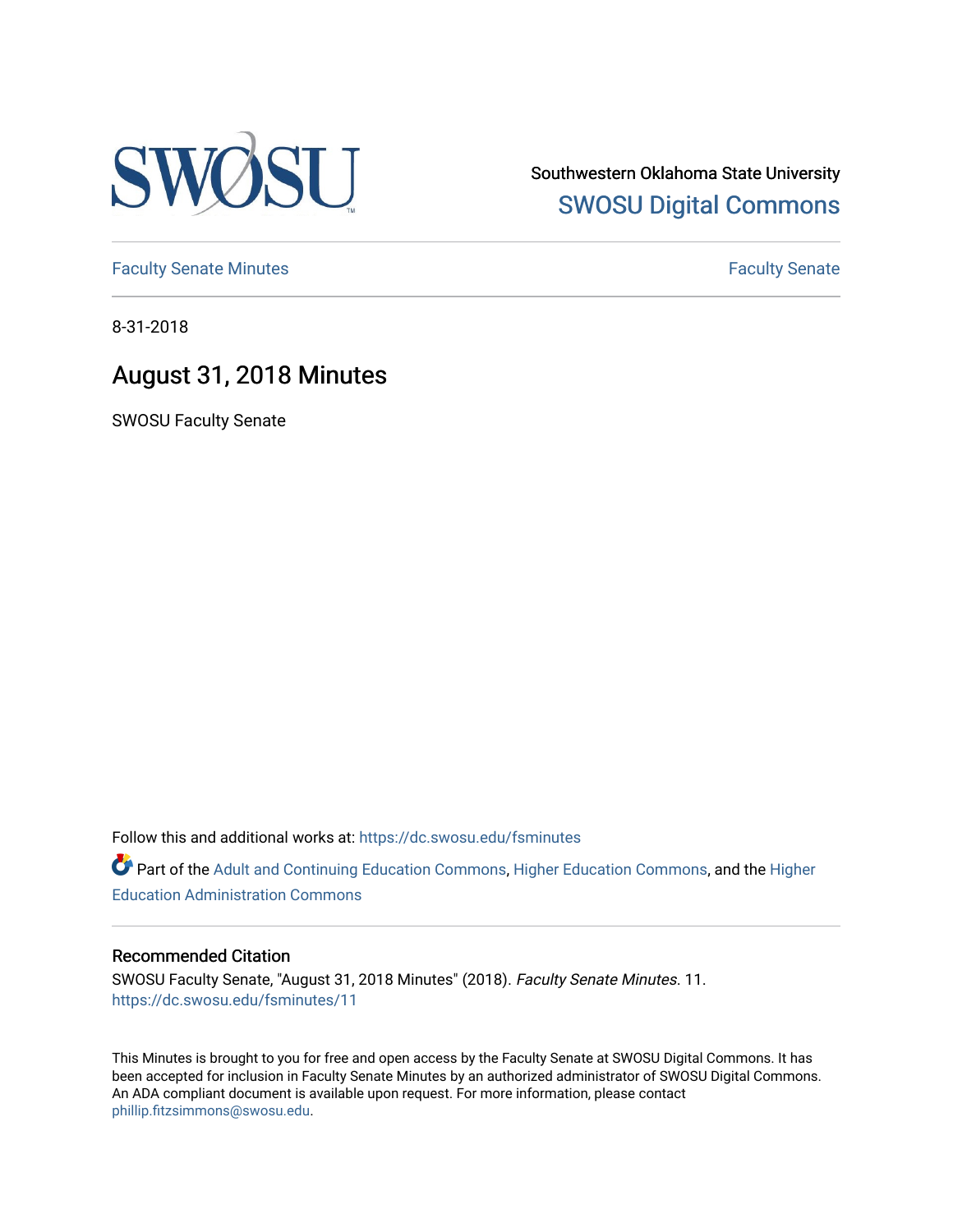Southwestern Oklahoma State University

SWOSU Digital Commons

Faculty Senate Minutes

Faculty Senate

8-31-2018

# August 31, 2018 Minutes

SWOSU Faculty Senate

Follow this and additional works at: https://dc.swosu.edu/fsminutes

Part of the Adult and Continuing Education Commons, Higher Education Commons, and the Higher Education Administration Commons

### Recommended Citation

SWOSU Faculty Senate, "August 31, 2018 Minutes" (2018). *Faculty Senate Minutes*. 11.
https://dc.swosu.edu/fsminutes/11

This Minutes is brought to you for free and open access by the Faculty Senate at SWOSU Digital Commons. It has been accepted for inclusion in Faculty Senate Minutes by an authorized administrator of SWOSU Digital Commons. An ADA compliant document is available upon request. For more information, please contact phillip.fitzsimmons@swosu.edu.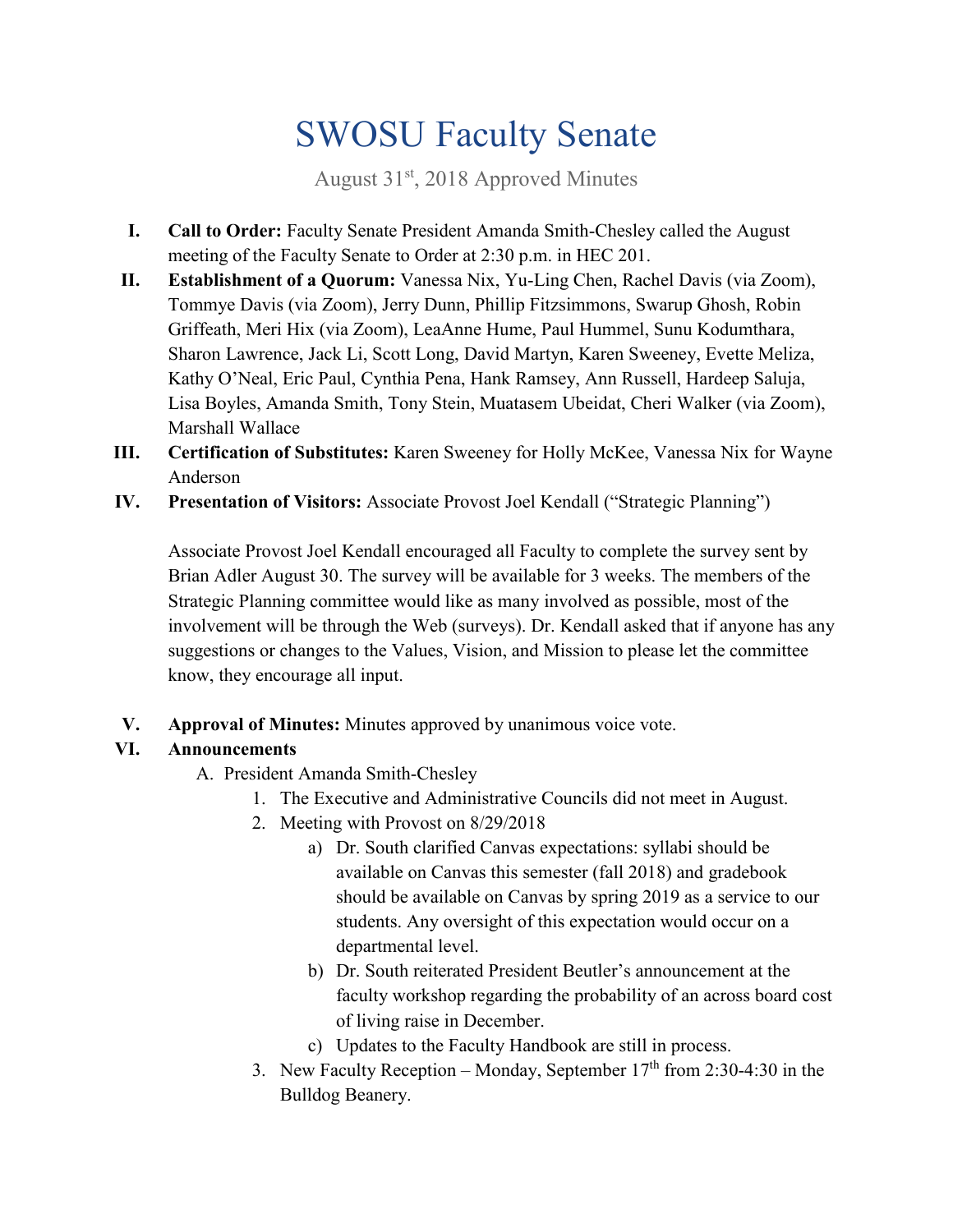# SWOSU Faculty Senate

August 31st, 2018 Approved Minutes

I. **Call to Order:** Faculty Senate President Amanda Smith-Chesley called the August meeting of the Faculty Senate to Order at 2:30 p.m. in HEC 201.

II. **Establishment of a Quorum:** Vanessa Nix, Yu-Ling Chen, Rachel Davis (via Zoom), Tommye Davis (via Zoom), Jerry Dunn, Phillip Fitzsimmons, Swarup Ghosh, Robin Griffeath, Meri Hix (via Zoom), LeaAnne Hume, Paul Hummel, Sunu Kodumthara, Sharon Lawrence, Jack Li, Scott Long, David Martyn, Karen Sweeney, Evette Meliza, Kathy O'Neal, Eric Paul, Cynthia Pena, Hank Ramsey, Ann Russell, Hardeep Saluja, Lisa Boyles, Amanda Smith, Tony Stein, Muatasem Ubeidat, Cheri Walker (via Zoom), Marshall Wallace

III. **Certification of Substitutes:** Karen Sweeney for Holly McKee, Vanessa Nix for Wayne Anderson

IV. **Presentation of Visitors:** Associate Provost Joel Kendall ("Strategic Planning")

Associate Provost Joel Kendall encouraged all Faculty to complete the survey sent by Brian Adler August 30. The survey will be available for 3 weeks. The members of the Strategic Planning committee would like as many involved as possible, most of the involvement will be through the Web (surveys). Dr. Kendall asked that if anyone has any suggestions or changes to the Values, Vision, and Mission to please let the committee know, they encourage all input.

V. **Approval of Minutes:** Minutes approved by unanimous voice vote.

VI. **Announcements**

A. President Amanda Smith-Chesley

1. The Executive and Administrative Councils did not meet in August.
2. Meeting with Provost on 8/29/2018
   a) Dr. South clarified Canvas expectations: syllabi should be available on Canvas this semester (fall 2018) and gradebook should be available on Canvas by spring 2019 as a service to our students. Any oversight of this expectation would occur on a departmental level.
   b) Dr. South reiterated President Beutler's announcement at the faculty workshop regarding the probability of an across board cost of living raise in December.
   c) Updates to the Faculty Handbook are still in process.
3. New Faculty Reception – Monday, September 17th from 2:30-4:30 in the Bulldog Beanery.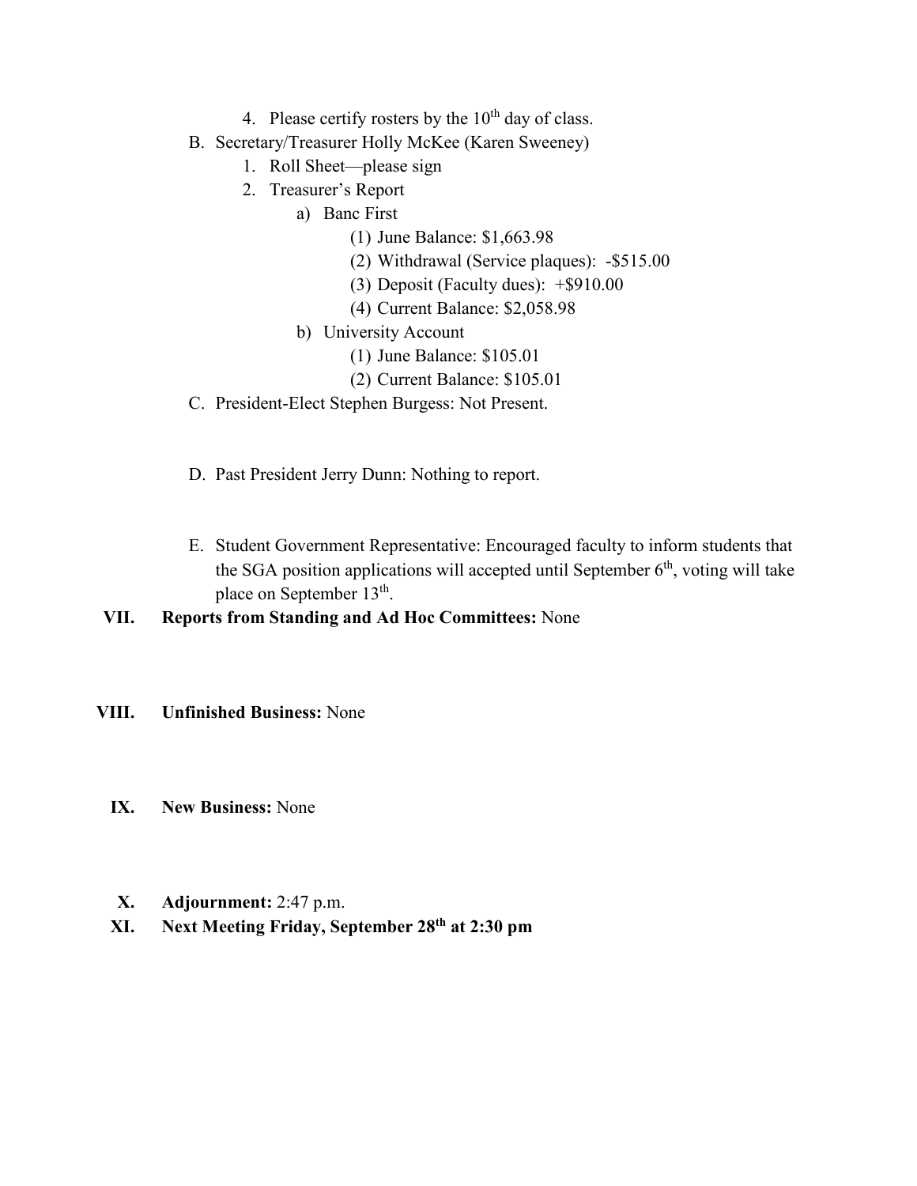4. Please certify rosters by the 10th day of class.

B. Secretary/Treasurer Holly McKee (Karen Sweeney)
   1. Roll Sheet—please sign
   2. Treasurer's Report
      a) Banc First
         (1) June Balance: $1,663.98
         (2) Withdrawal (Service plaques): -$515.00
         (3) Deposit (Faculty dues): +$910.00
         (4) Current Balance: $2,058.98
      b) University Account
         (1) June Balance: $105.01
         (2) Current Balance: $105.01

C. President-Elect Stephen Burgess: Not Present.

D. Past President Jerry Dunn: Nothing to report.

E. Student Government Representative: Encouraged faculty to inform students that the SGA position applications will accepted until September 6th, voting will take place on September 13th.

**VII. Reports from Standing and Ad Hoc Committees:** None

**VIII. Unfinished Business:** None

**IX. New Business:** None

**X. Adjournment:** 2:47 p.m.

**XI. Next Meeting Friday, September 28th at 2:30 pm**